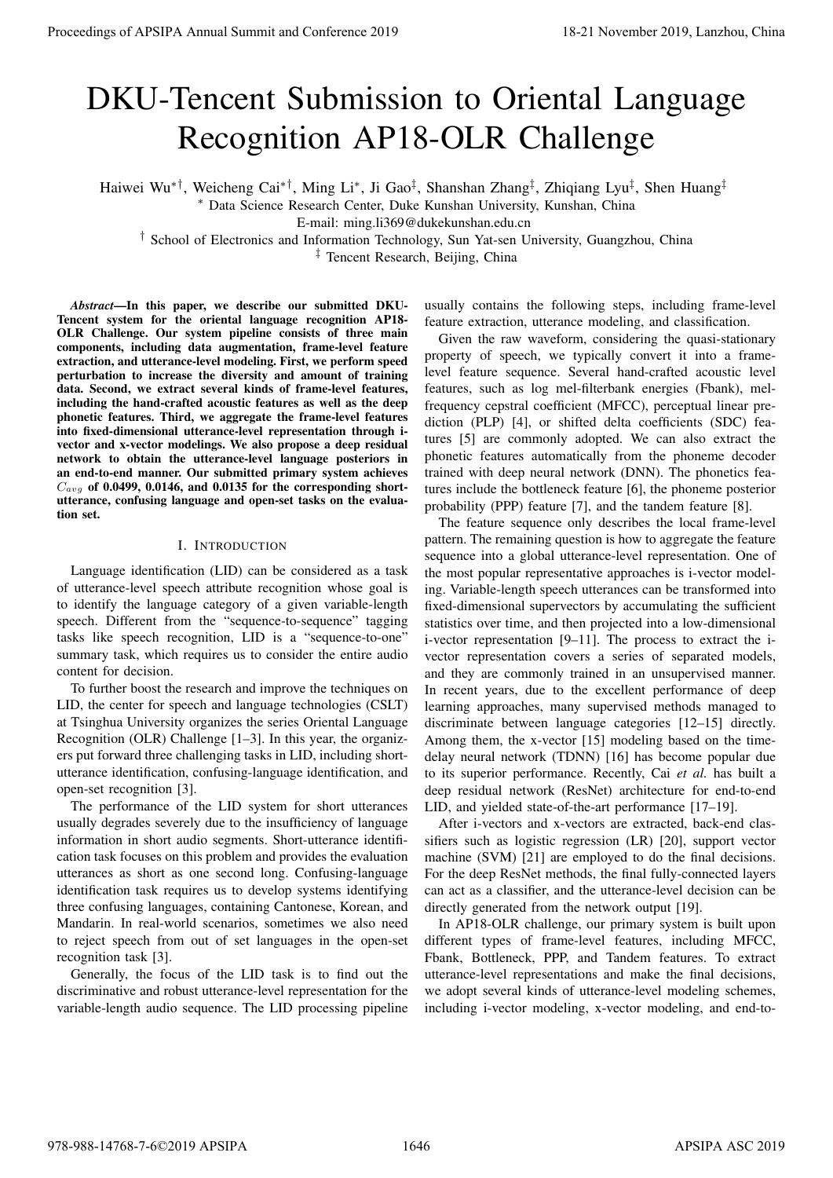# DKU-Tencent Submission to Oriental Language Recognition AP18-OLR Challenge

Haiwei Wu[*†], Weicheng Cai[*†], Ming Li[*], Ji Gao[‡], Shanshan Zhang[‡], Zhiqiang Lyu[‡], Shen Huang[‡]

[*] Data Science Research Center, Duke Kunshan University, Kunshan, China

E-mail: ming.li369@dukekunshan.edu.cn

[†] School of Electronics and Information Technology, Sun Yat-sen University, Guangzhou, China

[‡] Tencent Research, Beijing, China

***Abstract*—In this paper, we describe our submitted DKU-Tencent system for the oriental language recognition AP18-OLR Challenge. Our system pipeline consists of three main components, including data augmentation, frame-level feature extraction, and utterance-level modeling. First, we perform speed perturbation to increase the diversity and amount of training data. Second, we extract several kinds of frame-level features, including the hand-crafted acoustic features as well as the deep phonetic features. Third, we aggregate the frame-level features into fixed-dimensional utterance-level representation through i-vector and x-vector modelings. We also propose a deep residual network to obtain the utterance-level language posteriors in an end-to-end manner. Our submitted primary system achieves $C_{avg}$ of 0.0499, 0.0146, and 0.0135 for the corresponding short-utterance, confusing language and open-set tasks on the evaluation set.**

## I. Introduction

Language identification (LID) can be considered as a task of utterance-level speech attribute recognition whose goal is to identify the language category of a given variable-length speech. Different from the "sequence-to-sequence" tagging tasks like speech recognition, LID is a "sequence-to-one" summary task, which requires us to consider the entire audio content for decision.

To further boost the research and improve the techniques on LID, the center for speech and language technologies (CSLT) at Tsinghua University organizes the series Oriental Language Recognition (OLR) Challenge [1–3]. In this year, the organizers put forward three challenging tasks in LID, including short-utterance identification, confusing-language identification, and open-set recognition [3].

The performance of the LID system for short utterances usually degrades severely due to the insufficiency of language information in short audio segments. Short-utterance identification task focuses on this problem and provides the evaluation utterances as short as one second long. Confusing-language identification task requires us to develop systems identifying three confusing languages, containing Cantonese, Korean, and Mandarin. In real-world scenarios, sometimes we also need to reject speech from out of set languages in the open-set recognition task [3].

Generally, the focus of the LID task is to find out the discriminative and robust utterance-level representation for the variable-length audio sequence. The LID processing pipeline usually contains the following steps, including frame-level feature extraction, utterance modeling, and classification.

Given the raw waveform, considering the quasi-stationary property of speech, we typically convert it into a frame-level feature sequence. Several hand-crafted acoustic level features, such as log mel-filterbank energies (Fbank), mel-frequency cepstral coefficient (MFCC), perceptual linear prediction (PLP) [4], or shifted delta coefficients (SDC) features [5] are commonly adopted. We can also extract the phonetic features automatically from the phoneme decoder trained with deep neural network (DNN). The phonetics features include the bottleneck feature [6], the phoneme posterior probability (PPP) feature [7], and the tandem feature [8].

The feature sequence only describes the local frame-level pattern. The remaining question is how to aggregate the feature sequence into a global utterance-level representation. One of the most popular representative approaches is i-vector modeling. Variable-length speech utterances can be transformed into fixed-dimensional supervectors by accumulating the sufficient statistics over time, and then projected into a low-dimensional i-vector representation [9–11]. The process to extract the i-vector representation covers a series of separated models, and they are commonly trained in an unsupervised manner. In recent years, due to the excellent performance of deep learning approaches, many supervised methods managed to discriminate between language categories [12–15] directly. Among them, the x-vector [15] modeling based on the time-delay neural network (TDNN) [16] has become popular due to its superior performance. Recently, Cai *et al.* has built a deep residual network (ResNet) architecture for end-to-end LID, and yielded state-of-the-art performance [17–19].

After i-vectors and x-vectors are extracted, back-end classifiers such as logistic regression (LR) [20], support vector machine (SVM) [21] are employed to do the final decisions. For the deep ResNet methods, the final fully-connected layers can act as a classifier, and the utterance-level decision can be directly generated from the network output [19].

In AP18-OLR challenge, our primary system is built upon different types of frame-level features, including MFCC, Fbank, Bottleneck, PPP, and Tandem features. To extract utterance-level representations and make the final decisions, we adopt several kinds of utterance-level modeling schemes, including i-vector modeling, x-vector modeling, and end-to-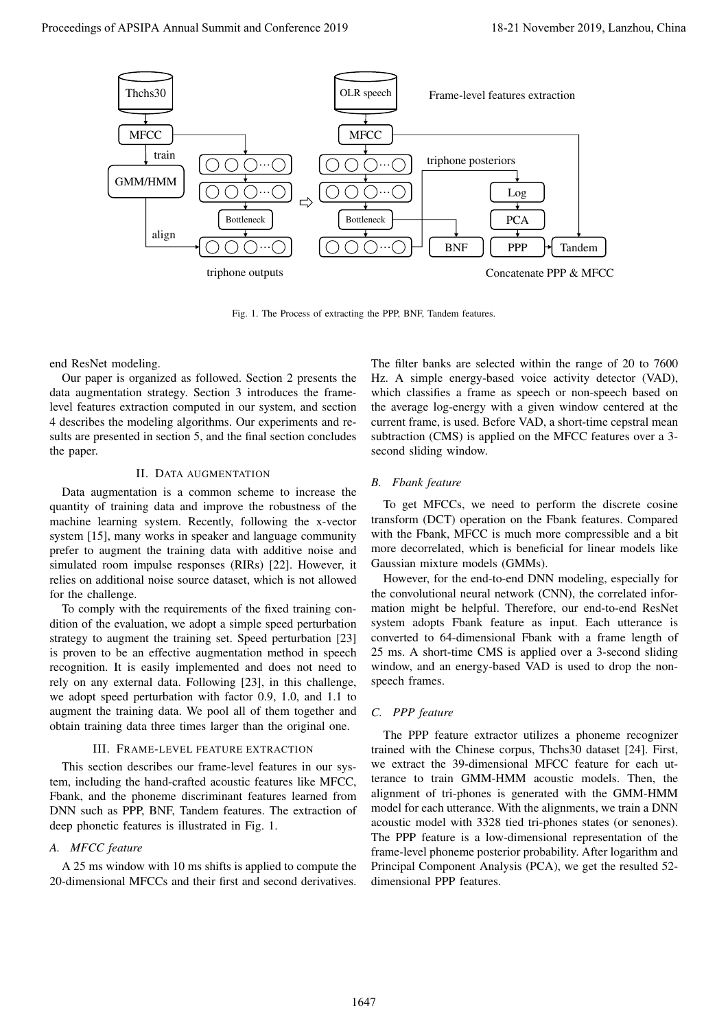Thchs30

MFCC

train

GMM/HMM

align

Bottleneck

triphone outputs

OLR speech

MFCC

Bottleneck

Frame-level features extraction

triphone posteriors

Log

PCA

BNF

PPP

Tandem

Concatenate PPP & MFCC

Fig. 1. The Process of extracting the PPP, BNF, Tandem features.

end ResNet modeling.

Our paper is organized as followed. Section 2 presents the data augmentation strategy. Section 3 introduces the frame-level features extraction computed in our system, and section 4 describes the modeling algorithms. Our experiments and results are presented in section 5, and the final section concludes the paper.

## II. Data augmentation

Data augmentation is a common scheme to increase the quantity of training data and improve the robustness of the machine learning system. Recently, following the x-vector system [15], many works in speaker and language community prefer to augment the training data with additive noise and simulated room impulse responses (RIRs) [22]. However, it relies on additional noise source dataset, which is not allowed for the challenge.

To comply with the requirements of the fixed training condition of the evaluation, we adopt a simple speed perturbation strategy to augment the training set. Speed perturbation [23] is proven to be an effective augmentation method in speech recognition. It is easily implemented and does not need to rely on any external data. Following [23], in this challenge, we adopt speed perturbation with factor 0.9, 1.0, and 1.1 to augment the training data. We pool all of them together and obtain training data three times larger than the original one.

## III. Frame-level feature extraction

This section describes our frame-level features in our system, including the hand-crafted acoustic features like MFCC, Fbank, and the phoneme discriminant features learned from DNN such as PPP, BNF, Tandem features. The extraction of deep phonetic features is illustrated in Fig. 1.

### A. MFCC feature

A 25 ms window with 10 ms shifts is applied to compute the 20-dimensional MFCCs and their first and second derivatives. The filter banks are selected within the range of 20 to 7600 Hz. A simple energy-based voice activity detector (VAD), which classifies a frame as speech or non-speech based on the average log-energy with a given window centered at the current frame, is used. Before VAD, a short-time cepstral mean subtraction (CMS) is applied on the MFCC features over a 3-second sliding window.

### B. Fbank feature

To get MFCCs, we need to perform the discrete cosine transform (DCT) operation on the Fbank features. Compared with the Fbank, MFCC is much more compressible and a bit more decorrelated, which is beneficial for linear models like Gaussian mixture models (GMMs).

However, for the end-to-end DNN modeling, especially for the convolutional neural network (CNN), the correlated information might be helpful. Therefore, our end-to-end ResNet system adopts Fbank feature as input. Each utterance is converted to 64-dimensional Fbank with a frame length of 25 ms. A short-time CMS is applied over a 3-second sliding window, and an energy-based VAD is used to drop the non-speech frames.

### C. PPP feature

The PPP feature extractor utilizes a phoneme recognizer trained with the Chinese corpus, Thchs30 dataset [24]. First, we extract the 39-dimensional MFCC feature for each utterance to train GMM-HMM acoustic models. Then, the alignment of tri-phones is generated with the GMM-HMM model for each utterance. With the alignments, we train a DNN acoustic model with 3328 tied tri-phones states (or senones). The PPP feature is a low-dimensional representation of the frame-level phoneme posterior probability. After logarithm and Principal Component Analysis (PCA), we get the resulted 52-dimensional PPP features.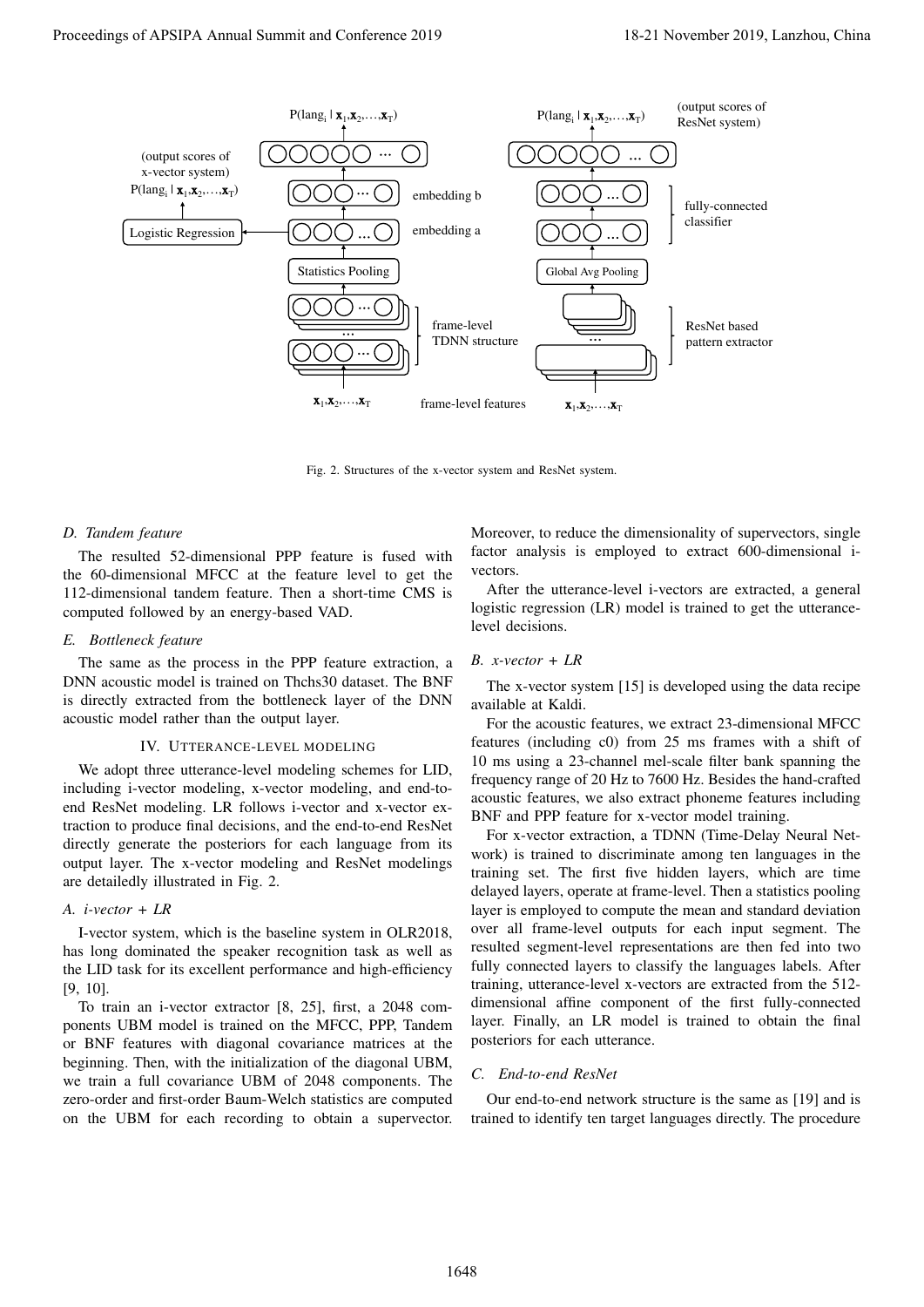P(lang$_i$ | $\mathbf{x}_1$,$\mathbf{x}_2$,…,$\mathbf{x}_T$)

(output scores of x-vector system)

P(lang$_i$ | $\mathbf{x}_1$,$\mathbf{x}_2$,…,$\mathbf{x}_T$)

Logistic Regression

embedding b

embedding a

Statistics Pooling

frame-level TDNN structure

$\mathbf{x}_1$,$\mathbf{x}_2$,…,$\mathbf{x}_T$

frame-level features

P(lang$_i$ | $\mathbf{x}_1$,$\mathbf{x}_2$,…,$\mathbf{x}_T$)

(output scores of ResNet system)

fully-connected classifier

Global Avg Pooling

ResNet based pattern extractor

$\mathbf{x}_1$,$\mathbf{x}_2$,…,$\mathbf{x}_T$

Fig. 2. Structures of the x-vector system and ResNet system.

### D. Tandem feature

The resulted 52-dimensional PPP feature is fused with the 60-dimensional MFCC at the feature level to get the 112-dimensional tandem feature. Then a short-time CMS is computed followed by an energy-based VAD.

### E. Bottleneck feature

The same as the process in the PPP feature extraction, a DNN acoustic model is trained on Thchs30 dataset. The BNF is directly extracted from the bottleneck layer of the DNN acoustic model rather than the output layer.

## IV. Utterance-level modeling

We adopt three utterance-level modeling schemes for LID, including i-vector modeling, x-vector modeling, and end-to-end ResNet modeling. LR follows i-vector and x-vector extraction to produce final decisions, and the end-to-end ResNet directly generate the posteriors for each language from its output layer. The x-vector modeling and ResNet modelings are detailedly illustrated in Fig. 2.

### A. i-vector + LR

I-vector system, which is the baseline system in OLR2018, has long dominated the speaker recognition task as well as the LID task for its excellent performance and high-efficiency [9, 10].

To train an i-vector extractor [8, 25], first, a 2048 components UBM model is trained on the MFCC, PPP, Tandem or BNF features with diagonal covariance matrices at the beginning. Then, with the initialization of the diagonal UBM, we train a full covariance UBM of 2048 components. The zero-order and first-order Baum-Welch statistics are computed on the UBM for each recording to obtain a supervector. Moreover, to reduce the dimensionality of supervectors, single factor analysis is employed to extract 600-dimensional i-vectors.

After the utterance-level i-vectors are extracted, a general logistic regression (LR) model is trained to get the utterance-level decisions.

### B. x-vector + LR

The x-vector system [15] is developed using the data recipe available at Kaldi.

For the acoustic features, we extract 23-dimensional MFCC features (including c0) from 25 ms frames with a shift of 10 ms using a 23-channel mel-scale filter bank spanning the frequency range of 20 Hz to 7600 Hz. Besides the hand-crafted acoustic features, we also extract phoneme features including BNF and PPP feature for x-vector model training.

For x-vector extraction, a TDNN (Time-Delay Neural Network) is trained to discriminate among ten languages in the training set. The first five hidden layers, which are time delayed layers, operate at frame-level. Then a statistics pooling layer is employed to compute the mean and standard deviation over all frame-level outputs for each input segment. The resulted segment-level representations are then fed into two fully connected layers to classify the languages labels. After training, utterance-level x-vectors are extracted from the 512-dimensional affine component of the first fully-connected layer. Finally, an LR model is trained to obtain the final posteriors for each utterance.

### C. End-to-end ResNet

Our end-to-end network structure is the same as [19] and is trained to identify ten target languages directly. The procedure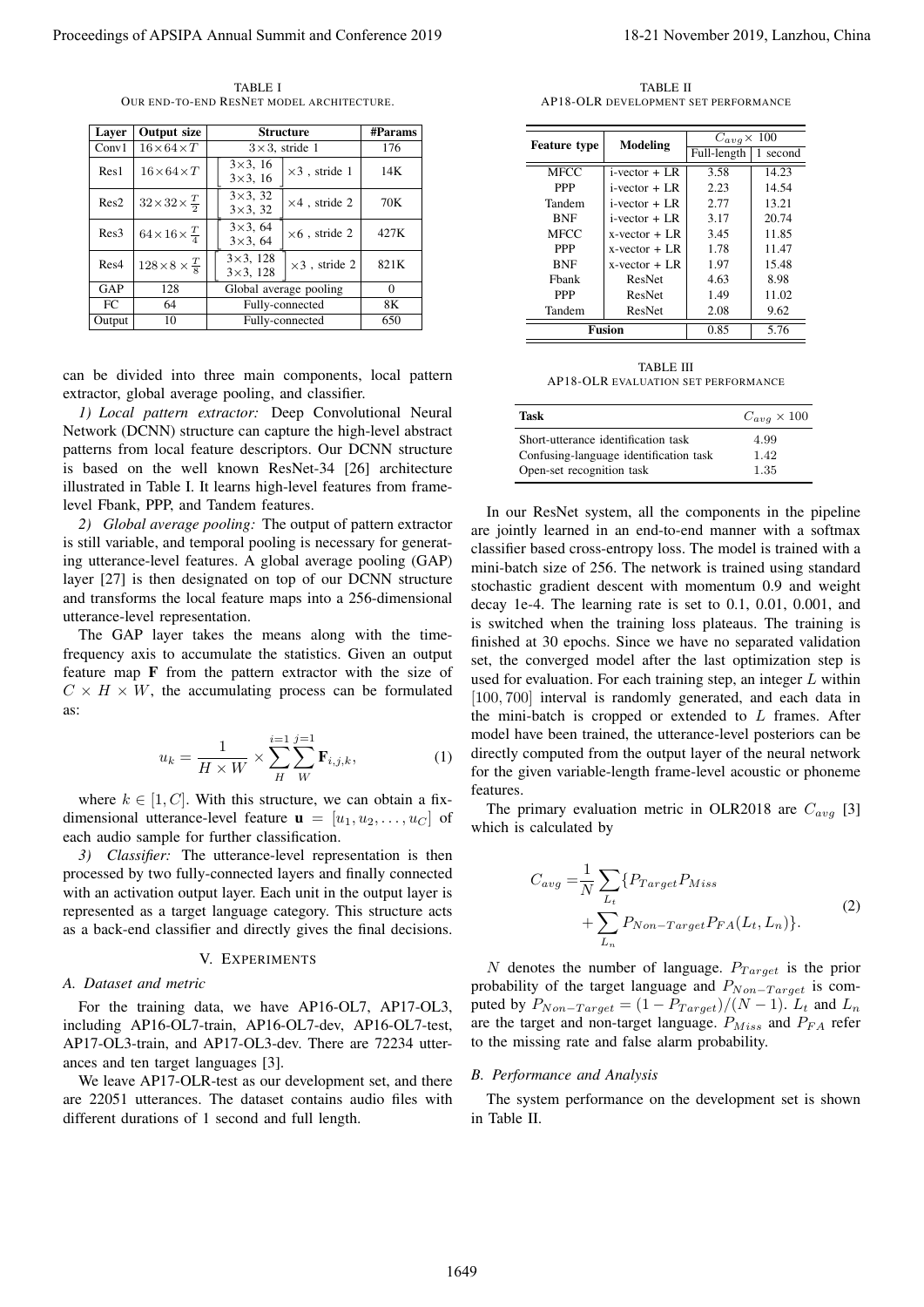TABLE I
OUR END-TO-END RESNET MODEL ARCHITECTURE.

| Layer | Output size | Structure | #Params |
|---|---|---|---|
| Conv1 | $16\times64\times T$ | $3\times3$, stride 1 | 176 |
| Res1 | $16\times64\times T$ | $\begin{bmatrix} 3\times3, 16 \\ 3\times3, 16 \end{bmatrix} \times3$ , stride 1 | 14K |
| Res2 | $32\times32\times\frac{T}{2}$ | $\begin{bmatrix} 3\times3, 32 \\ 3\times3, 32 \end{bmatrix} \times4$ , stride 2 | 70K |
| Res3 | $64\times16\times\frac{T}{4}$ | $\begin{bmatrix} 3\times3, 64 \\ 3\times3, 64 \end{bmatrix} \times6$ , stride 2 | 427K |
| Res4 | $128\times8\times\frac{T}{8}$ | $\begin{bmatrix} 3\times3, 128 \\ 3\times3, 128 \end{bmatrix} \times3$ , stride 2 | 821K |
| GAP | 128 | Global average pooling | 0 |
| FC | 64 | Fully-connected | 8K |
| Output | 10 | Fully-connected | 650 |

can be divided into three main components, local pattern extractor, global average pooling, and classifier.

*1) Local pattern extractor:* Deep Convolutional Neural Network (DCNN) structure can capture the high-level abstract patterns from local feature descriptors. Our DCNN structure is based on the well known ResNet-34 [26] architecture illustrated in Table I. It learns high-level features from frame-level Fbank, PPP, and Tandem features.

*2) Global average pooling:* The output of pattern extractor is still variable, and temporal pooling is necessary for generating utterance-level features. A global average pooling (GAP) layer [27] is then designated on top of our DCNN structure and transforms the local feature maps into a 256-dimensional utterance-level representation.

The GAP layer takes the means along with the time-frequency axis to accumulate the statistics. Given an output feature map $\mathbf{F}$ from the pattern extractor with the size of $C \times H \times W$, the accumulating process can be formulated as:

$$u_k = \frac{1}{H \times W} \times \sum_{H}^{i=1} \sum_{W}^{j=1} \mathbf{F}_{i,j,k}, \tag{1}$$

where $k \in [1, C]$. With this structure, we can obtain a fix-dimensional utterance-level feature $\mathbf{u} = [u_1, u_2, \ldots, u_C]$ of each audio sample for further classification.

*3) Classifier:* The utterance-level representation is then processed by two fully-connected layers and finally connected with an activation output layer. Each unit in the output layer is represented as a target language category. This structure acts as a back-end classifier and directly gives the final decisions.

## V. EXPERIMENTS

### A. Dataset and metric

For the training data, we have AP16-OL7, AP17-OL3, including AP16-OL7-train, AP16-OL7-dev, AP16-OL7-test, AP17-OL3-train, and AP17-OL3-dev. There are 72234 utterances and ten target languages [3].

We leave AP17-OLR-test as our development set, and there are 22051 utterances. The dataset contains audio files with different durations of 1 second and full length.

TABLE II
AP18-OLR DEVELOPMENT SET PERFORMANCE

| Feature type | Modeling | $C_{avg}\times$ 100 | |
|---|---|---|---|
| | | Full-length | 1 second |
| MFCC | i-vector + LR | 3.58 | 14.23 |
| PPP | i-vector + LR | 2.23 | 14.54 |
| Tandem | i-vector + LR | 2.77 | 13.21 |
| BNF | i-vector + LR | 3.17 | 20.74 |
| MFCC | x-vector + LR | 3.45 | 11.85 |
| PPP | x-vector + LR | 1.78 | 11.47 |
| BNF | x-vector + LR | 1.97 | 15.48 |
| Fbank | ResNet | 4.63 | 8.98 |
| PPP | ResNet | 1.49 | 11.02 |
| Tandem | ResNet | 2.08 | 9.62 |
| **Fusion** | | 0.85 | 5.76 |

TABLE III
AP18-OLR EVALUATION SET PERFORMANCE

| Task | $C_{avg} \times 100$ |
|---|---|
| Short-utterance identification task | 4.99 |
| Confusing-language identification task | 1.42 |
| Open-set recognition task | 1.35 |

In our ResNet system, all the components in the pipeline are jointly learned in an end-to-end manner with a softmax classifier based cross-entropy loss. The model is trained with a mini-batch size of 256. The network is trained using standard stochastic gradient descent with momentum 0.9 and weight decay 1e-4. The learning rate is set to 0.1, 0.01, 0.001, and is switched when the training loss plateaus. The training is finished at 30 epochs. Since we have no separated validation set, the converged model after the last optimization step is used for evaluation. For each training step, an integer $L$ within $[100, 700]$ interval is randomly generated, and each data in the mini-batch is cropped or extended to $L$ frames. After model have been trained, the utterance-level posteriors can be directly computed from the output layer of the neural network for the given variable-length frame-level acoustic or phoneme features.

The primary evaluation metric in OLR2018 are $C_{avg}$ [3] which is calculated by

$$\begin{aligned} C_{avg} = & \frac{1}{N} \sum_{L_t} \{P_{Target} P_{Miss} \\ & + \sum_{L_n} P_{Non-Target} P_{FA}(L_t, L_n)\}. \end{aligned} \tag{2}$$

$N$ denotes the number of language. $P_{Target}$ is the prior probability of the target language and $P_{Non-Target}$ is computed by $P_{Non-Target} = (1 - P_{Target})/(N-1)$. $L_t$ and $L_n$ are the target and non-target language. $P_{Miss}$ and $P_{FA}$ refer to the missing rate and false alarm probability.

### B. Performance and Analysis

The system performance on the development set is shown in Table II.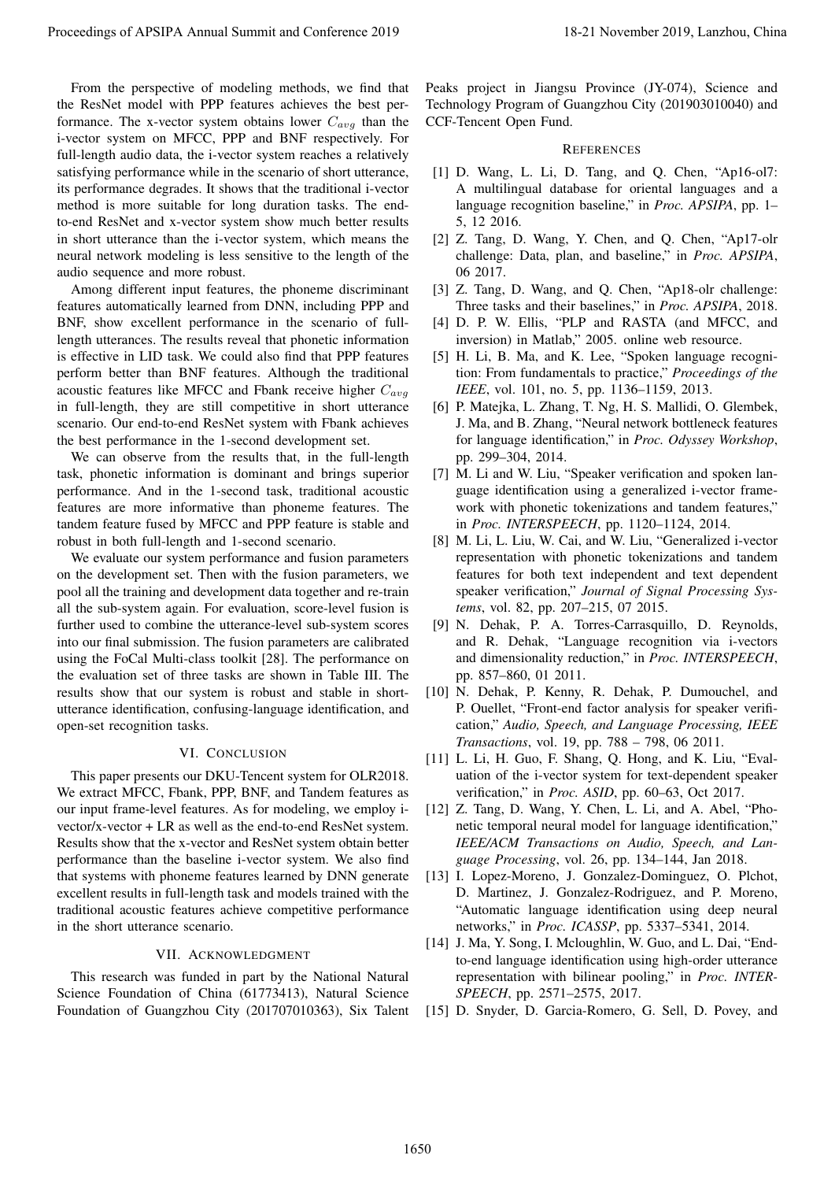From the perspective of modeling methods, we find that the ResNet model with PPP features achieves the best performance. The x-vector system obtains lower $C_{avg}$ than the i-vector system on MFCC, PPP and BNF respectively. For full-length audio data, the i-vector system reaches a relatively satisfying performance while in the scenario of short utterance, its performance degrades. It shows that the traditional i-vector method is more suitable for long duration tasks. The end-to-end ResNet and x-vector system show much better results in short utterance than the i-vector system, which means the neural network modeling is less sensitive to the length of the audio sequence and more robust.

Among different input features, the phoneme discriminant features automatically learned from DNN, including PPP and BNF, show excellent performance in the scenario of full-length utterances. The results reveal that phonetic information is effective in LID task. We could also find that PPP features perform better than BNF features. Although the traditional acoustic features like MFCC and Fbank receive higher $C_{avg}$ in full-length, they are still competitive in short utterance scenario. Our end-to-end ResNet system with Fbank achieves the best performance in the 1-second development set.

We can observe from the results that, in the full-length task, phonetic information is dominant and brings superior performance. And in the 1-second task, traditional acoustic features are more informative than phoneme features. The tandem feature fused by MFCC and PPP feature is stable and robust in both full-length and 1-second scenario.

We evaluate our system performance and fusion parameters on the development set. Then with the fusion parameters, we pool all the training and development data together and re-train all the sub-system again. For evaluation, score-level fusion is further used to combine the utterance-level sub-system scores into our final submission. The fusion parameters are calibrated using the FoCal Multi-class toolkit [28]. The performance on the evaluation set of three tasks are shown in Table III. The results show that our system is robust and stable in short-utterance identification, confusing-language identification, and open-set recognition tasks.

## VI. Conclusion

This paper presents our DKU-Tencent system for OLR2018. We extract MFCC, Fbank, PPP, BNF, and Tandem features as our input frame-level features. As for modeling, we employ i-vector/x-vector + LR as well as the end-to-end ResNet system. Results show that the x-vector and ResNet system obtain better performance than the baseline i-vector system. We also find that systems with phoneme features learned by DNN generate excellent results in full-length task and models trained with the traditional acoustic features achieve competitive performance in the short utterance scenario.

## VII. Acknowledgment

This research was funded in part by the National Natural Science Foundation of China (61773413), Natural Science Foundation of Guangzhou City (201707010363), Six Talent Peaks project in Jiangsu Province (JY-074), Science and Technology Program of Guangzhou City (201903010040) and CCF-Tencent Open Fund.

## References

[1] D. Wang, L. Li, D. Tang, and Q. Chen, "Ap16-ol7: A multilingual database for oriental languages and a language recognition baseline," in *Proc. APSIPA*, pp. 1–5, 12 2016.

[2] Z. Tang, D. Wang, Y. Chen, and Q. Chen, "Ap17-olr challenge: Data, plan, and baseline," in *Proc. APSIPA*, 06 2017.

[3] Z. Tang, D. Wang, and Q. Chen, "Ap18-olr challenge: Three tasks and their baselines," in *Proc. APSIPA*, 2018.

[4] D. P. W. Ellis, "PLP and RASTA (and MFCC, and inversion) in Matlab," 2005. online web resource.

[5] H. Li, B. Ma, and K. Lee, "Spoken language recognition: From fundamentals to practice," *Proceedings of the IEEE*, vol. 101, no. 5, pp. 1136–1159, 2013.

[6] P. Matejka, L. Zhang, T. Ng, H. S. Mallidi, O. Glembek, J. Ma, and B. Zhang, "Neural network bottleneck features for language identification," in *Proc. Odyssey Workshop*, pp. 299–304, 2014.

[7] M. Li and W. Liu, "Speaker verification and spoken language identification using a generalized i-vector framework with phonetic tokenizations and tandem features," in *Proc. INTERSPEECH*, pp. 1120–1124, 2014.

[8] M. Li, L. Liu, W. Cai, and W. Liu, "Generalized i-vector representation with phonetic tokenizations and tandem features for both text independent and text dependent speaker verification," *Journal of Signal Processing Systems*, vol. 82, pp. 207–215, 07 2015.

[9] N. Dehak, P. A. Torres-Carrasquillo, D. Reynolds, and R. Dehak, "Language recognition via i-vectors and dimensionality reduction," in *Proc. INTERSPEECH*, pp. 857–860, 01 2011.

[10] N. Dehak, P. Kenny, R. Dehak, P. Dumouchel, and P. Ouellet, "Front-end factor analysis for speaker verification," *Audio, Speech, and Language Processing, IEEE Transactions*, vol. 19, pp. 788 – 798, 06 2011.

[11] L. Li, H. Guo, F. Shang, Q. Hong, and K. Liu, "Evaluation of the i-vector system for text-dependent speaker verification," in *Proc. ASID*, pp. 60–63, Oct 2017.

[12] Z. Tang, D. Wang, Y. Chen, L. Li, and A. Abel, "Phonetic temporal neural model for language identification," *IEEE/ACM Transactions on Audio, Speech, and Language Processing*, vol. 26, pp. 134–144, Jan 2018.

[13] I. Lopez-Moreno, J. Gonzalez-Dominguez, O. Plchot, D. Martinez, J. Gonzalez-Rodriguez, and P. Moreno, "Automatic language identification using deep neural networks," in *Proc. ICASSP*, pp. 5337–5341, 2014.

[14] J. Ma, Y. Song, I. Mcloughlin, W. Guo, and L. Dai, "End-to-end language identification using high-order utterance representation with bilinear pooling," in *Proc. INTERSPEECH*, pp. 2571–2575, 2017.

[15] D. Snyder, D. Garcia-Romero, G. Sell, D. Povey, and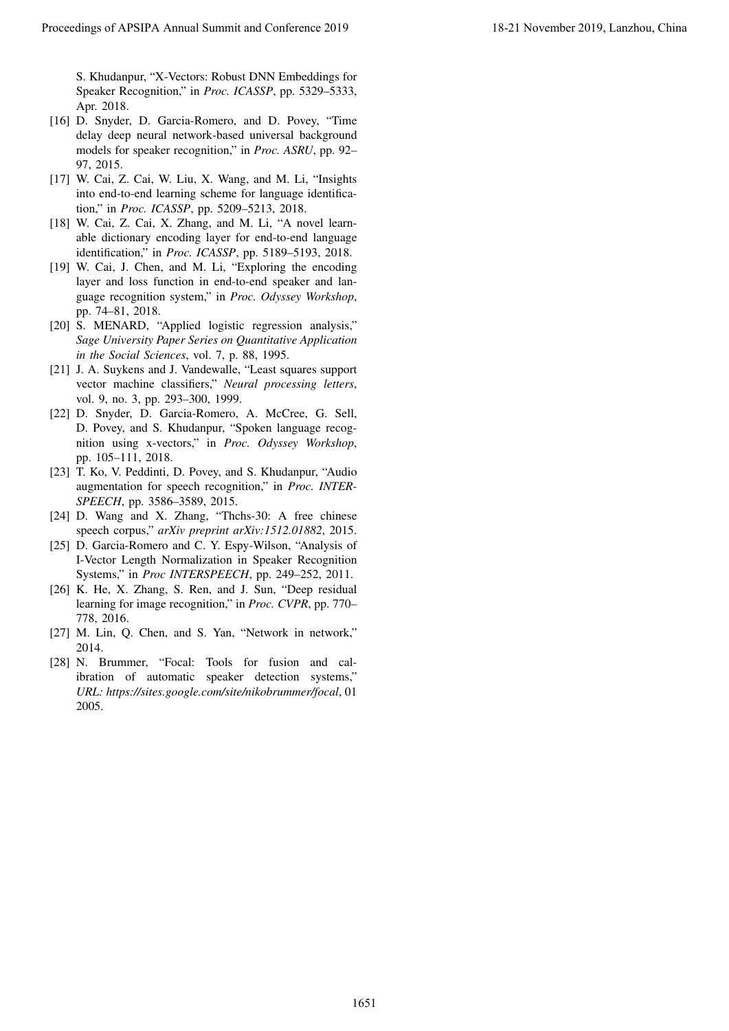S. Khudanpur, "X-Vectors: Robust DNN Embeddings for Speaker Recognition," in *Proc. ICASSP*, pp. 5329–5333, Apr. 2018.

[16] D. Snyder, D. Garcia-Romero, and D. Povey, "Time delay deep neural network-based universal background models for speaker recognition," in *Proc. ASRU*, pp. 92–97, 2015.

[17] W. Cai, Z. Cai, W. Liu, X. Wang, and M. Li, "Insights into end-to-end learning scheme for language identification," in *Proc. ICASSP*, pp. 5209–5213, 2018.

[18] W. Cai, Z. Cai, X. Zhang, and M. Li, "A novel learnable dictionary encoding layer for end-to-end language identification," in *Proc. ICASSP*, pp. 5189–5193, 2018.

[19] W. Cai, J. Chen, and M. Li, "Exploring the encoding layer and loss function in end-to-end speaker and language recognition system," in *Proc. Odyssey Workshop*, pp. 74–81, 2018.

[20] S. MENARD, "Applied logistic regression analysis," *Sage University Paper Series on Quantitative Application in the Social Sciences*, vol. 7, p. 88, 1995.

[21] J. A. Suykens and J. Vandewalle, "Least squares support vector machine classifiers," *Neural processing letters*, vol. 9, no. 3, pp. 293–300, 1999.

[22] D. Snyder, D. Garcia-Romero, A. McCree, G. Sell, D. Povey, and S. Khudanpur, "Spoken language recognition using x-vectors," in *Proc. Odyssey Workshop*, pp. 105–111, 2018.

[23] T. Ko, V. Peddinti, D. Povey, and S. Khudanpur, "Audio augmentation for speech recognition," in *Proc. INTERSPEECH*, pp. 3586–3589, 2015.

[24] D. Wang and X. Zhang, "Thchs-30: A free chinese speech corpus," *arXiv preprint arXiv:1512.01882*, 2015.

[25] D. Garcia-Romero and C. Y. Espy-Wilson, "Analysis of I-Vector Length Normalization in Speaker Recognition Systems," in *Proc INTERSPEECH*, pp. 249–252, 2011.

[26] K. He, X. Zhang, S. Ren, and J. Sun, "Deep residual learning for image recognition," in *Proc. CVPR*, pp. 770–778, 2016.

[27] M. Lin, Q. Chen, and S. Yan, "Network in network," 2014.

[28] N. Brummer, "Focal: Tools for fusion and calibration of automatic speaker detection systems," *URL: https://sites.google.com/site/nikobrummer/focal*, 01 2005.